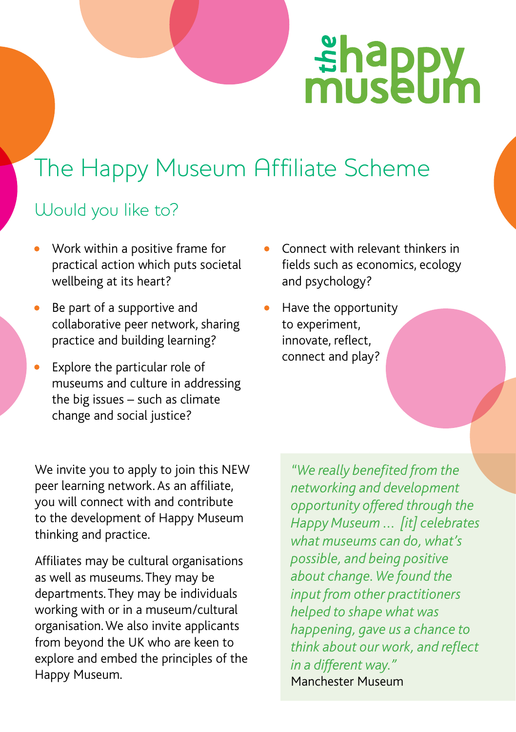the happy museum

# The Happy Museum Affiliate Scheme

## Would you like to?

- Work within a positive frame for practical action which puts societal wellbeing at its heart?
- Be part of a supportive and collaborative peer network, sharing practice and building learning?
- Explore the particular role of museums and culture in addressing the big issues – such as climate change and social justice?
- Connect with relevant thinkers in fields such as economics, ecology and psychology?
- Have the opportunity to experiment, innovate, reflect, connect and play?

We invite you to apply to join this NEW peer learning network. As an affiliate, you will connect with and contribute to the development of Happy Museum thinking and practice.

Affiliates may be cultural organisations as well as museums. They may be departments. They may be individuals working with or in a museum/cultural organisation. We also invite applicants from beyond the UK who are keen to explore and embed the principles of the Happy Museum.

> *"We really benefited from the networking and development opportunity offered through the Happy Museum ... [it] celebrates what museums can do, what's possible, and being positive about change. We found the input from other practitioners helped to shape what was happening, gave us a chance to think about our work, and reflect in a different way."*
> Manchester Museum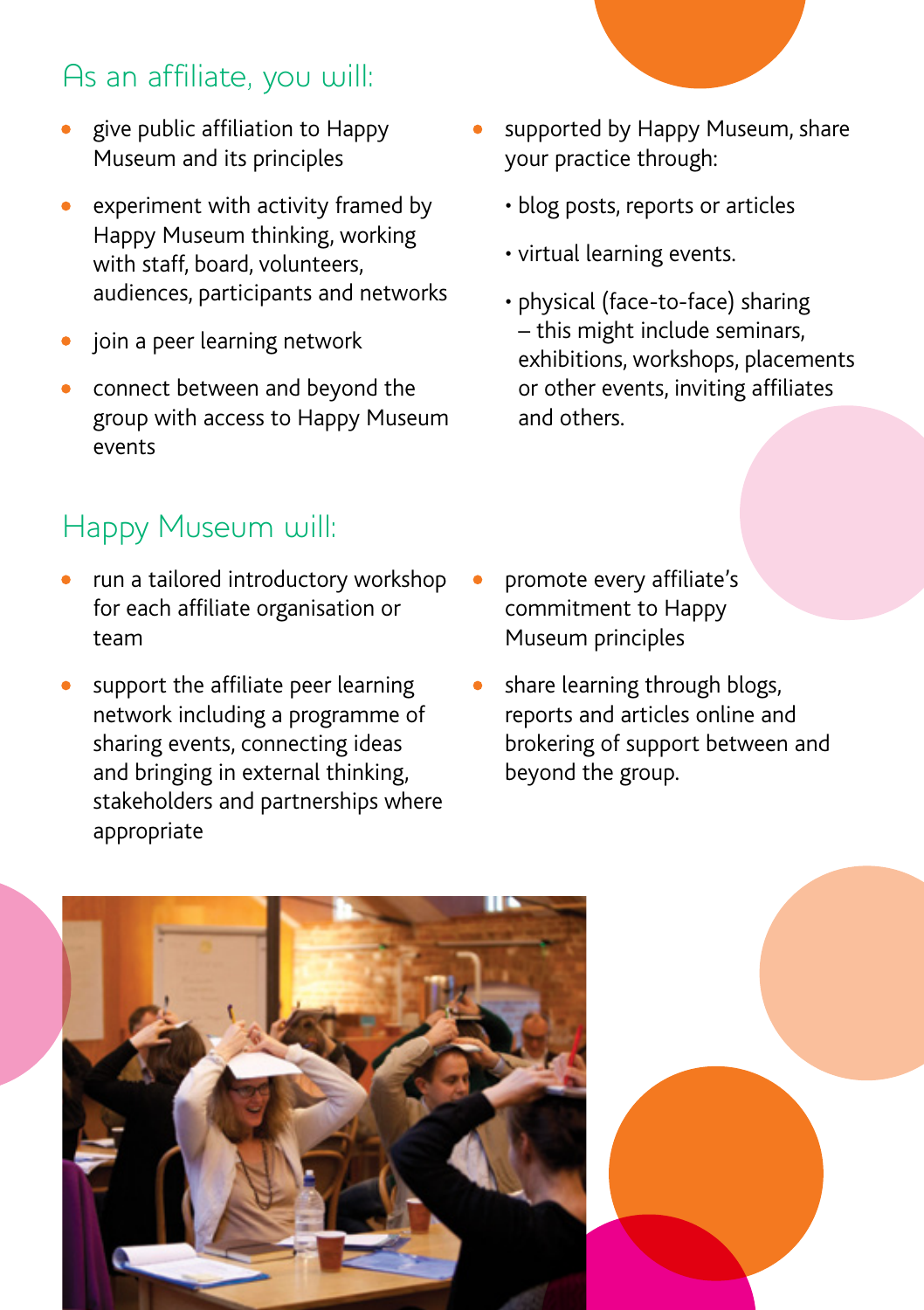## As an affiliate, you will:

- give public affiliation to Happy Museum and its principles
- experiment with activity framed by Happy Museum thinking, working with staff, board, volunteers, audiences, participants and networks
- join a peer learning network
- connect between and beyond the group with access to Happy Museum events
- supported by Happy Museum, share your practice through:
  - blog posts, reports or articles
  - virtual learning events.
  - physical (face-to-face) sharing – this might include seminars, exhibitions, workshops, placements or other events, inviting affiliates and others.

## Happy Museum will:

- run a tailored introductory workshop for each affiliate organisation or team
- support the affiliate peer learning network including a programme of sharing events, connecting ideas and bringing in external thinking, stakeholders and partnerships where appropriate
- promote every affiliate's commitment to Happy Museum principles
- share learning through blogs, reports and articles online and brokering of support between and beyond the group.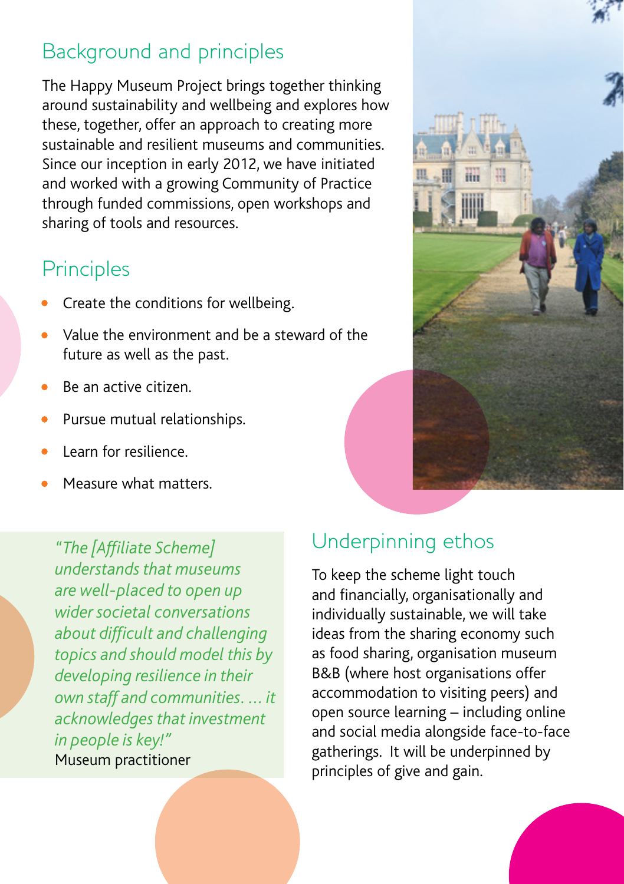## Background and principles

The Happy Museum Project brings together thinking around sustainability and wellbeing and explores how these, together, offer an approach to creating more sustainable and resilient museums and communities. Since our inception in early 2012, we have initiated and worked with a growing Community of Practice through funded commissions, open workshops and sharing of tools and resources.

## Principles

- Create the conditions for wellbeing.
- Value the environment and be a steward of the future as well as the past.
- Be an active citizen.
- Pursue mutual relationships.
- Learn for resilience.
- Measure what matters.

*"The [Affiliate Scheme] understands that museums are well-placed to open up wider societal conversations about difficult and challenging topics and should model this by developing resilience in their own staff and communities. ... it acknowledges that investment in people is key!"*
Museum practitioner

## Underpinning ethos

To keep the scheme light touch and financially, organisationally and individually sustainable, we will take ideas from the sharing economy such as food sharing, organisation museum B&B (where host organisations offer accommodation to visiting peers) and open source learning – including online and social media alongside face-to-face gatherings. It will be underpinned by principles of give and gain.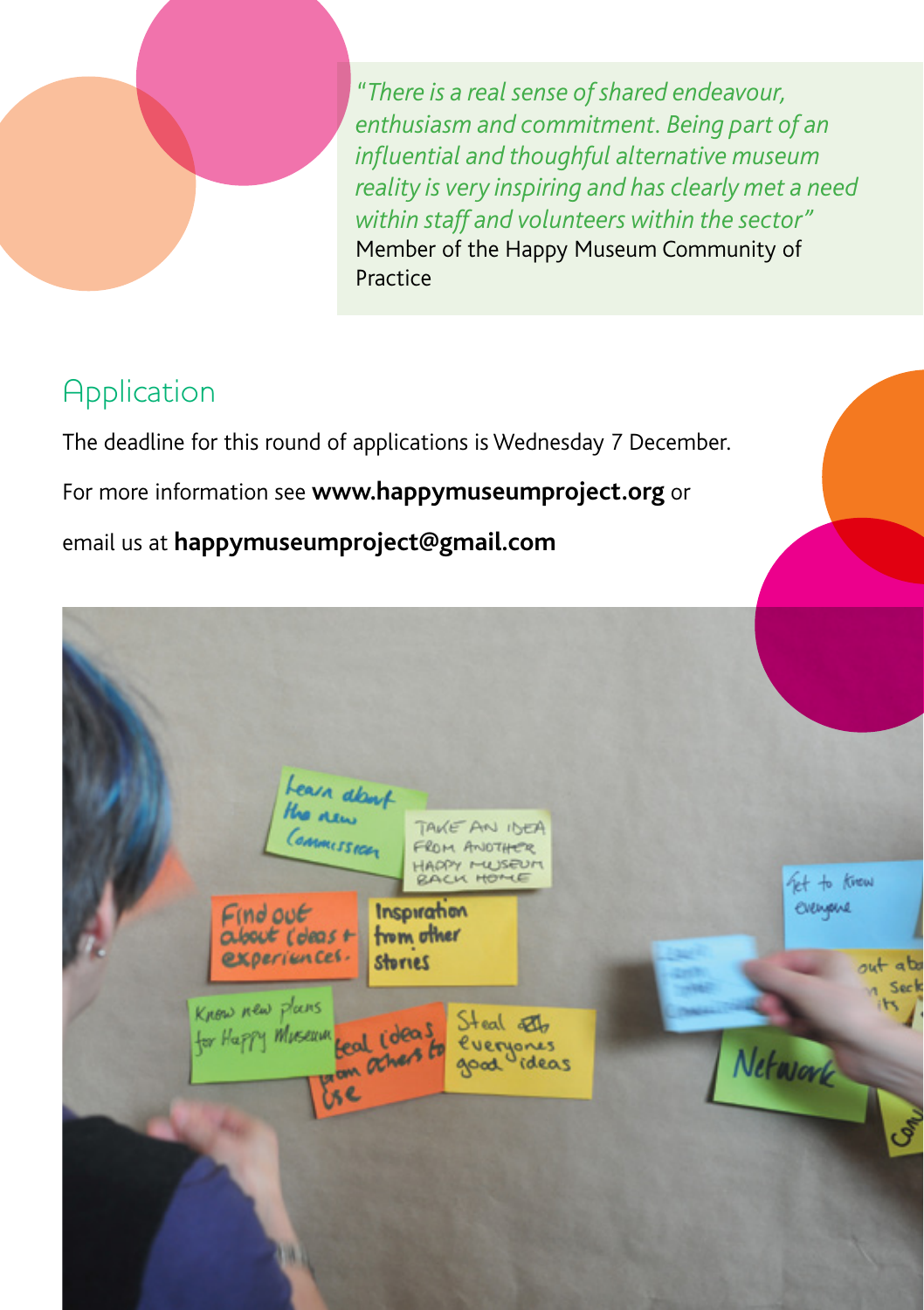*"There is a real sense of shared endeavour, enthusiasm and commitment. Being part of an influential and thoughtful alternative museum reality is very inspiring and has clearly met a need within staff and volunteers within the sector"*
Member of the Happy Museum Community of Practice

## Application

The deadline for this round of applications is Wednesday 7 December.

For more information see **www.happymuseumproject.org** or

email us at **happymuseumproject@gmail.com**